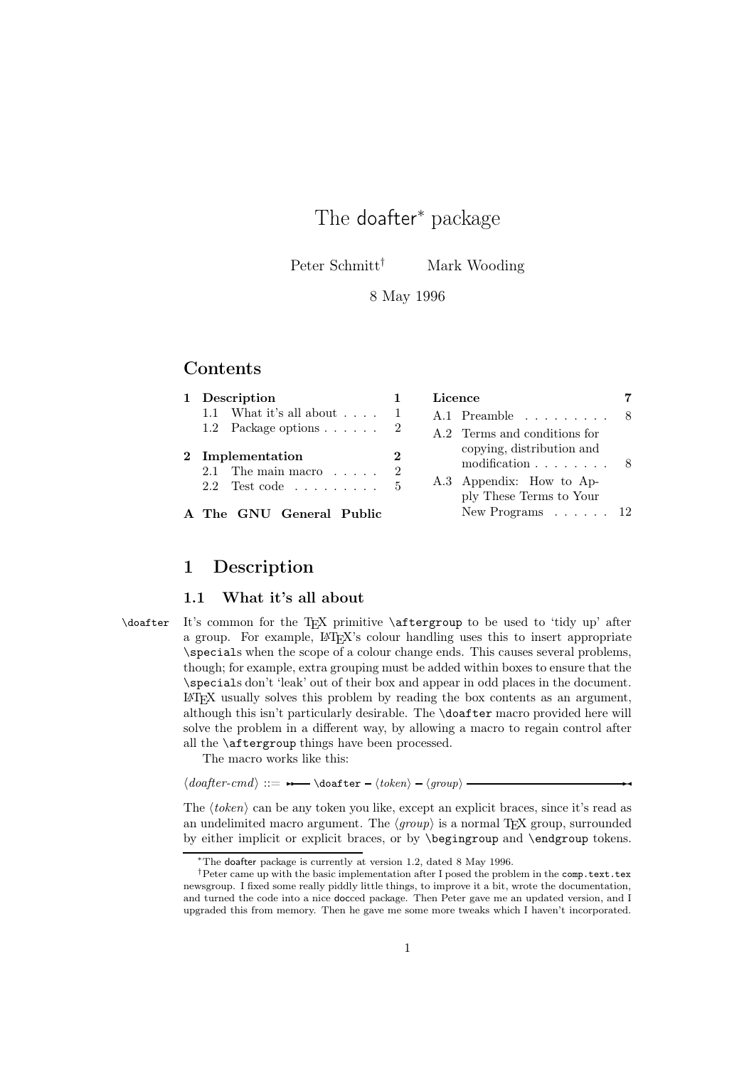# The doafter* package

Peter Schmitt[†] Mark Wooding

8 May 1996

## Contents

- 1 Description — 1
  - 1.1 What it's all about — 1
  - 1.2 Package options — 2
- 2 Implementation — 2
  - 2.1 The main macro — 2
  - 2.2 Test code — 5
- A The GNU General Public Licence — 7
  - A.1 Preamble — 8
  - A.2 Terms and conditions for copying, distribution and modification — 8
  - A.3 Appendix: How to Apply These Terms to Your New Programs — 12

## 1 Description

### 1.1 What it's all about

`\doafter` It's common for the TeX primitive `\aftergroup` to be used to 'tidy up' after a group. For example, LaTeX's colour handling uses this to insert appropriate `\special`s when the scope of a colour change ends. This causes several problems, though; for example, extra grouping must be added within boxes to ensure that the `\special`s don't 'leak' out of their box and appear in odd places in the document. LaTeX usually solves this problem by reading the box contents as an argument, although this isn't particularly desirable. The `\doafter` macro provided here will solve the problem in a different way, by allowing a macro to regain control after all the `\aftergroup` things have been processed.

The macro works like this:

⟨*doafter-cmd*⟩ ::= `\doafter` ⟨*token*⟩ ⟨*group*⟩

The ⟨*token*⟩ can be any token you like, except an explicit braces, since it's read as an undelimited macro argument. The ⟨*group*⟩ is a normal TeX group, surrounded by either implicit or explicit braces, or by `\begingroup` and `\endgroup` tokens.

---

*The doafter package is currently at version 1.2, dated 8 May 1996.

†Peter came up with the basic implementation after I posed the problem in the `comp.text.tex` newsgroup. I fixed some really piddly little things, to improve it a bit, wrote the documentation, and turned the code into a nice docced package. Then Peter gave me an updated version, and I upgraded this from memory. Then he gave me some more tweaks which I haven't incorporated.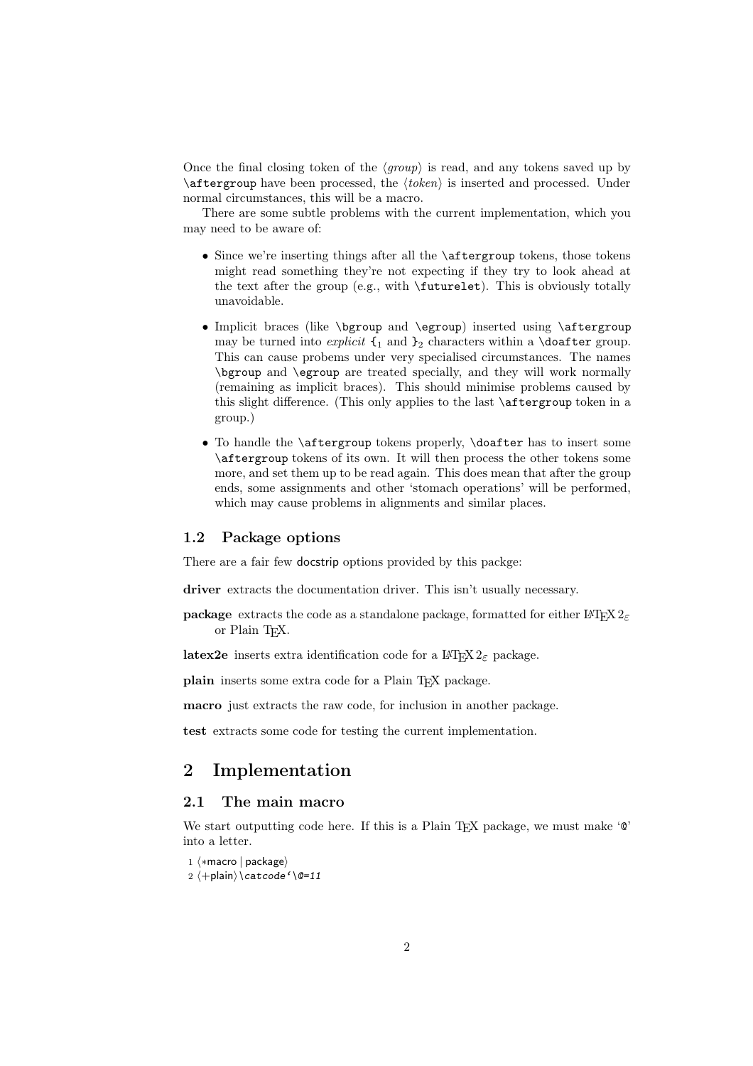Once the final closing token of the ⟨*group*⟩ is read, and any tokens saved up by `\aftergroup` have been processed, the ⟨*token*⟩ is inserted and processed. Under normal circumstances, this will be a macro.

There are some subtle problems with the current implementation, which you may need to be aware of:

- Since we're inserting things after all the `\aftergroup` tokens, those tokens might read something they're not expecting if they try to look ahead at the text after the group (e.g., with `\futurelet`). This is obviously totally unavoidable.
- Implicit braces (like `\bgroup` and `\egroup`) inserted using `\aftergroup` may be turned into *explicit* `{`$_1$ and `}`$_2$ characters within a `\doafter` group. This can cause probems under very specialised circumstances. The names `\bgroup` and `\egroup` are treated specially, and they will work normally (remaining as implicit braces). This should minimise problems caused by this slight difference. (This only applies to the last `\aftergroup` token in a group.)
- To handle the `\aftergroup` tokens properly, `\doafter` has to insert some `\aftergroup` tokens of its own. It will then process the other tokens some more, and set them up to be read again. This does mean that after the group ends, some assignments and other 'stomach operations' will be performed, which may cause problems in alignments and similar places.

### 1.2 Package options

There are a fair few docstrip options provided by this packge:

**driver** extracts the documentation driver. This isn't usually necessary.

**package** extracts the code as a standalone package, formatted for either LaTeX 2ε or Plain TeX.

**latex2e** inserts extra identification code for a LaTeX 2ε package.

**plain** inserts some extra code for a Plain TeX package.

**macro** just extracts the raw code, for inclusion in another package.

**test** extracts some code for testing the current implementation.

## 2 Implementation

### 2.1 The main macro

We start outputting code here. If this is a Plain TeX package, we must make '@' into a letter.

```
1 ⟨*macro | package⟩
2 ⟨+plain⟩\catcode`\@=11
```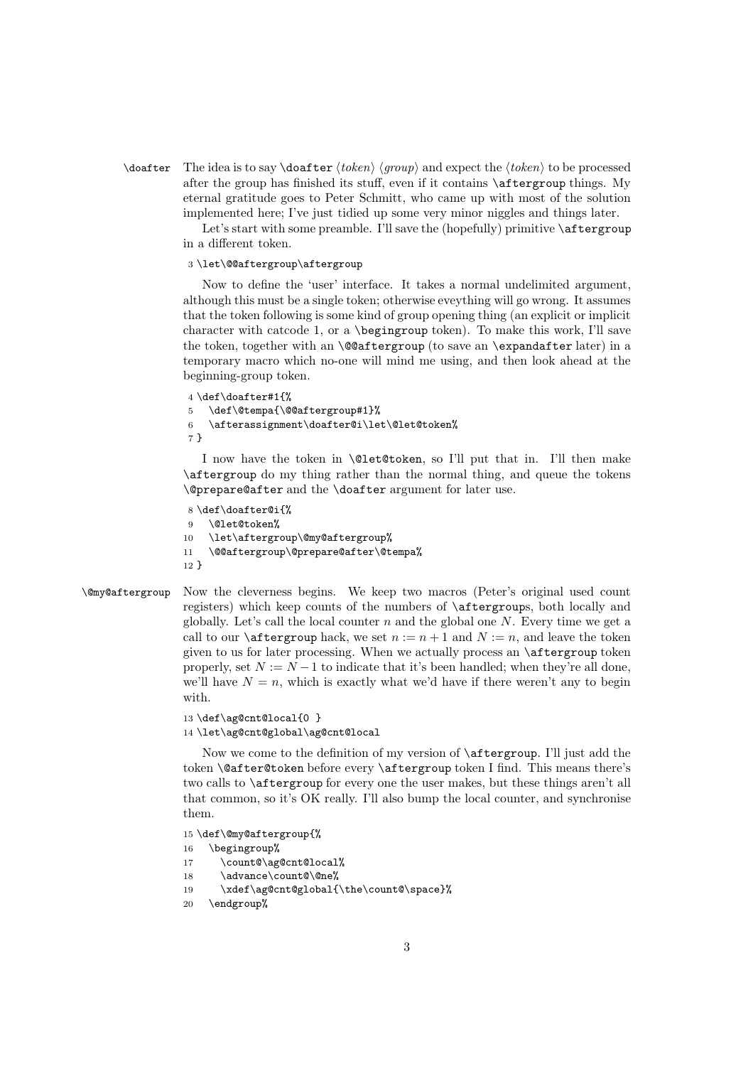**\doafter** The idea is to say `\doafter` ⟨*token*⟩ ⟨*group*⟩ and expect the ⟨*token*⟩ to be processed after the group has finished its stuff, even if it contains `\aftergroup` things. My eternal gratitude goes to Peter Schmitt, who came up with most of the solution implemented here; I've just tidied up some very minor niggles and things later.

Let's start with some preamble. I'll save the (hopefully) primitive `\aftergroup` in a different token.

```
3 \let\@@aftergroup\aftergroup
```

Now to define the 'user' interface. It takes a normal undelimited argument, although this must be a single token; otherwise eveything will go wrong. It assumes that the token following is some kind of group opening thing (an explicit or implicit character with catcode 1, or a `\begingroup` token). To make this work, I'll save the token, together with an `\@@aftergroup` (to save an `\expandafter` later) in a temporary macro which no-one will mind me using, and then look ahead at the beginning-group token.

```
4 \def\doafter#1{%
5   \def\@tempa{\@@aftergroup#1}%
6   \afterassignment\doafter@i\let\@let@token%
7 }
```

I now have the token in `\@let@token`, so I'll put that in. I'll then make `\aftergroup` do my thing rather than the normal thing, and queue the tokens `\@prepare@after` and the `\doafter` argument for later use.

```
8 \def\doafter@i{%
9   \@let@token%
10  \let\aftergroup\@my@aftergroup%
11  \@@aftergroup\@prepare@after\@tempa%
12 }
```

**\@my@aftergroup** Now the cleverness begins. We keep two macros (Peter's original used count registers) which keep counts of the numbers of `\aftergroup`s, both locally and globally. Let's call the local counter $n$ and the global one $N$. Every time we get a call to our `\aftergroup` hack, we set $n := n+1$ and $N := n$, and leave the token given to us for later processing. When we actually process an `\aftergroup` token properly, set $N := N-1$ to indicate that it's been handled; when they're all done, we'll have $N = n$, which is exactly what we'd have if there weren't any to begin with.

```
13 \def\ag@cnt@local{0 }
14 \let\ag@cnt@global\ag@cnt@local
```

Now we come to the definition of my version of `\aftergroup`. I'll just add the token `\@after@token` before every `\aftergroup` token I find. This means there's two calls to `\aftergroup` for every one the user makes, but these things aren't all that common, so it's OK really. I'll also bump the local counter, and synchronise them.

```
15 \def\@my@aftergroup{%
16   \begingroup%
17     \count@\ag@cnt@local%
18     \advance\count@\@ne%
19     \xdef\ag@cnt@global{\the\count@\space}%
20   \endgroup%
```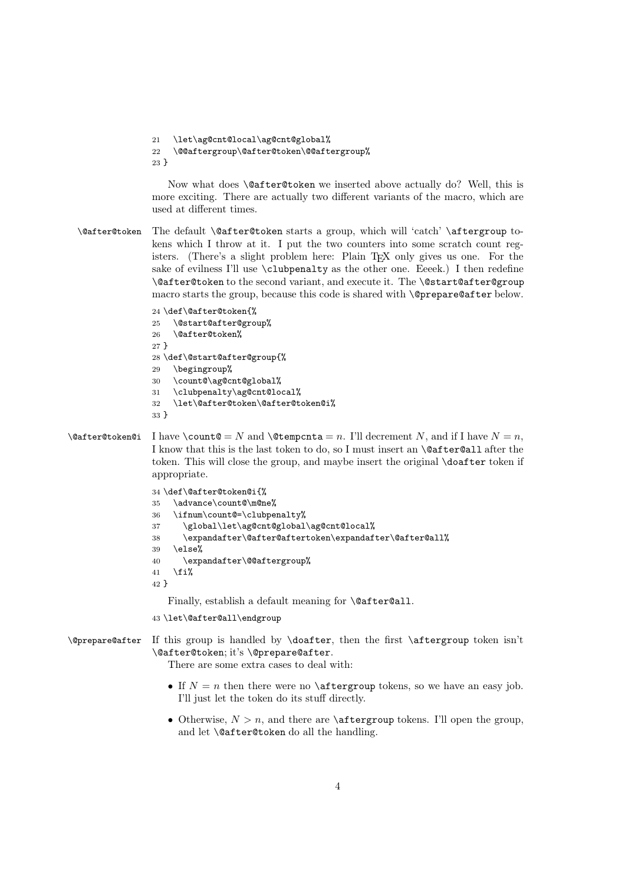```
21   \let\ag@cnt@local\ag@cnt@global%
22   \@@aftergroup\@after@token\@@aftergroup%
23 }
```

Now what does `\@after@token` we inserted above actually do? Well, this is more exciting. There are actually two different variants of the macro, which are used at different times.

`\@after@token` The default `\@after@token` starts a group, which will 'catch' `\aftergroup` tokens which I throw at it. I put the two counters into some scratch count registers. (There's a slight problem here: Plain TeX only gives us one. For the sake of evilness I'll use `\clubpenalty` as the other one. Eeeek.) I then redefine `\@after@token` to the second variant, and execute it. The `\@start@after@group` macro starts the group, because this code is shared with `\@prepare@after` below.

```
24 \def\@after@token{%
25   \@start@after@group%
26   \@after@token%
27 }
28 \def\@start@after@group{%
29   \begingroup%
30   \count@\ag@cnt@global%
31   \clubpenalty\ag@cnt@local%
32   \let\@after@token\@after@token@i%
33 }
```

`\@after@token@i` I have `\count@` $= N$ and `\@tempcnta` $= n$. I'll decrement $N$, and if I have $N = n$, I know that this is the last token to do, so I must insert an `\@after@all` after the token. This will close the group, and maybe insert the original `\doafter` token if appropriate.

```
34 \def\@after@token@i{%
35   \advance\count@\m@ne%
36   \ifnum\count@=\clubpenalty%
37     \global\let\ag@cnt@global\ag@cnt@local%
38     \expandafter\@after@aftertoken\expandafter\@after@all%
39   \else%
40     \expandafter\@@aftergroup%
41   \fi%
42 }
```

Finally, establish a default meaning for `\@after@all`.

```
43 \let\@after@all\endgroup
```

`\@prepare@after` If this group is handled by `\doafter`, then the first `\aftergroup` token isn't `\@after@token`; it's `\@prepare@after`.

There are some extra cases to deal with:

- If $N = n$ then there were no `\aftergroup` tokens, so we have an easy job. I'll just let the token do its stuff directly.
- Otherwise, $N > n$, and there are `\aftergroup` tokens. I'll open the group, and let `\@after@token` do all the handling.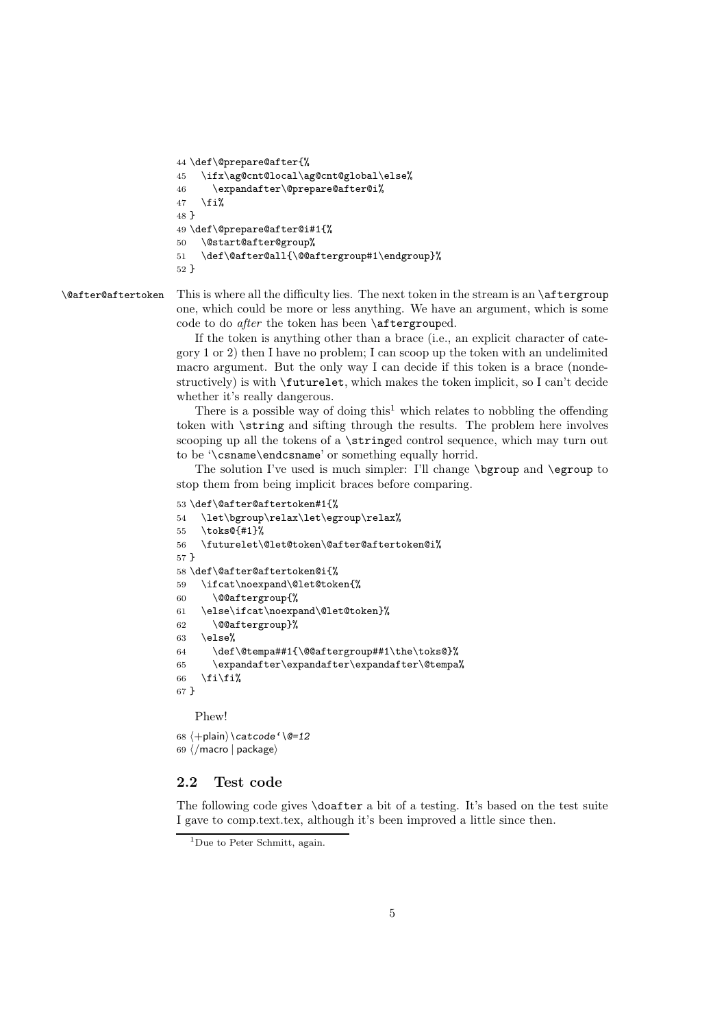```
44 \def\@prepare@after{%
45   \ifx\ag@cnt@local\ag@cnt@global\else%
46     \expandafter\@prepare@after@i%
47   \fi%
48 }
49 \def\@prepare@after@i#1{%
50   \@start@after@group%
51   \def\@after@all{\@@aftergroup#1\endgroup}%
52 }
```

`\@after@aftertoken` This is where all the difficulty lies. The next token in the stream is an `\aftergroup` one, which could be more or less anything. We have an argument, which is some code to do *after* the token has been `\aftergroup`ed.

If the token is anything other than a brace (i.e., an explicit character of category 1 or 2) then I have no problem; I can scoop up the token with an undelimited macro argument. But the only way I can decide if this token is a brace (nondestructively) is with `\futurelet`, which makes the token implicit, so I can't decide whether it's really dangerous.

There is a possible way of doing this[1] which relates to nobbling the offending token with `\string` and sifting through the results. The problem here involves scooping up all the tokens of a `\string`ed control sequence, which may turn out to be '`\csname\endcsname`' or something equally horrid.

The solution I've used is much simpler: I'll change `\bgroup` and `\egroup` to stop them from being implicit braces before comparing.

```
53 \def\@after@aftertoken#1{%
54   \let\bgroup\relax\let\egroup\relax%
55   \toks@{#1}%
56   \futurelet\@let@token\@after@aftertoken@i%
57 }
58 \def\@after@aftertoken@i{%
59   \ifcat\noexpand\@let@token{%
60     \@@aftergroup{%
61   \else\ifcat\noexpand\@let@token}%
62     \@@aftergroup}%
63   \else%
64     \def\@tempa##1{\@@aftergroup##1\the\toks@}%
65     \expandafter\expandafter\expandafter\@tempa%
66   \fi\fi%
67 }
```

Phew!

```
68 ⟨+plain⟩\catcode`\@=12
69 ⟨/macro | package⟩
```

## 2.2 Test code

The following code gives `\doafter` a bit of a testing. It's based on the test suite I gave to comp.text.tex, although it's been improved a little since then.

[1] Due to Peter Schmitt, again.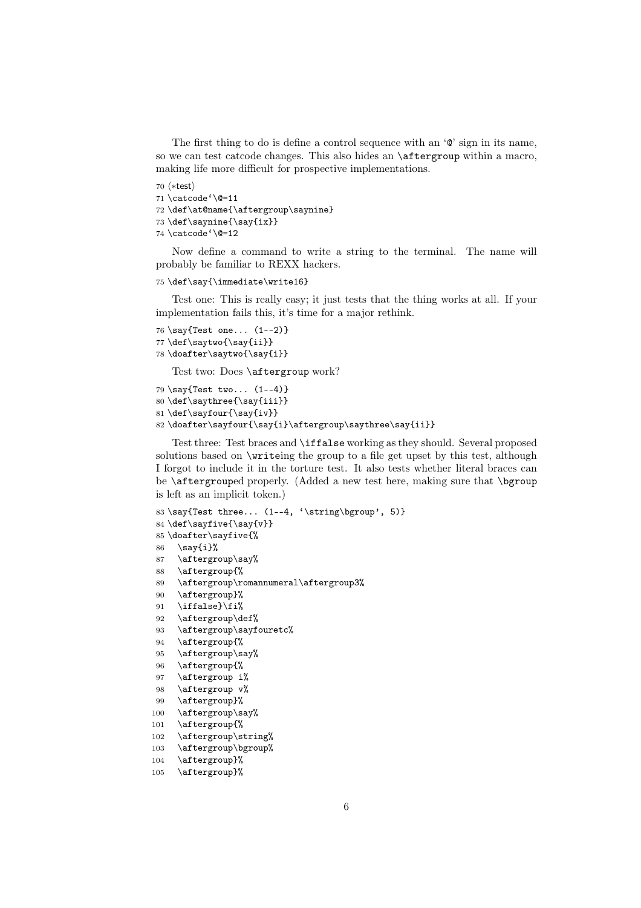The first thing to do is define a control sequence with an '@' sign in its name, so we can test catcode changes. This also hides an `\aftergroup` within a macro, making life more difficult for prospective implementations.

```
70 ⟨*test⟩
71 \catcode`\@=11
72 \def\at@name{\aftergroup\saynine}
73 \def\saynine{\say{ix}}
74 \catcode`\@=12
```

Now define a command to write a string to the terminal. The name will probably be familiar to REXX hackers.

```
75 \def\say{\immediate\write16}
```

Test one: This is really easy; it just tests that the thing works at all. If your implementation fails this, it's time for a major rethink.

```
76 \say{Test one... (1--2)}
77 \def\saytwo{\say{ii}}
78 \doafter\saytwo{\say{i}}
```

Test two: Does `\aftergroup` work?

```
79 \say{Test two... (1--4)}
80 \def\saythree{\say{iii}}
81 \def\sayfour{\say{iv}}
82 \doafter\sayfour{\say{i}\aftergroup\saythree\say{ii}}
```

Test three: Test braces and `\iffalse` working as they should. Several proposed solutions based on `\write`ing the group to a file get upset by this test, although I forgot to include it in the torture test. It also tests whether literal braces can be `\aftergroup`ed properly. (Added a new test here, making sure that `\bgroup` is left as an implicit token.)

```
83 \say{Test three... (1--4, `\string\bgroup', 5)}
84 \def\sayfive{\say{v}}
85 \doafter\sayfive{%
86   \say{i}%
87   \aftergroup\say%
88   \aftergroup{%
89   \aftergroup\romannumeral\aftergroup3%
90   \aftergroup}%
91   \iffalse}\fi%
92   \aftergroup\def%
93   \aftergroup\sayfouretc%
94   \aftergroup{%
95   \aftergroup\say%
96   \aftergroup{%
97   \aftergroup i%
98   \aftergroup v%
99   \aftergroup}%
100  \aftergroup\say%
101  \aftergroup{%
102  \aftergroup\string%
103  \aftergroup\bgroup%
104  \aftergroup}%
105  \aftergroup}%
```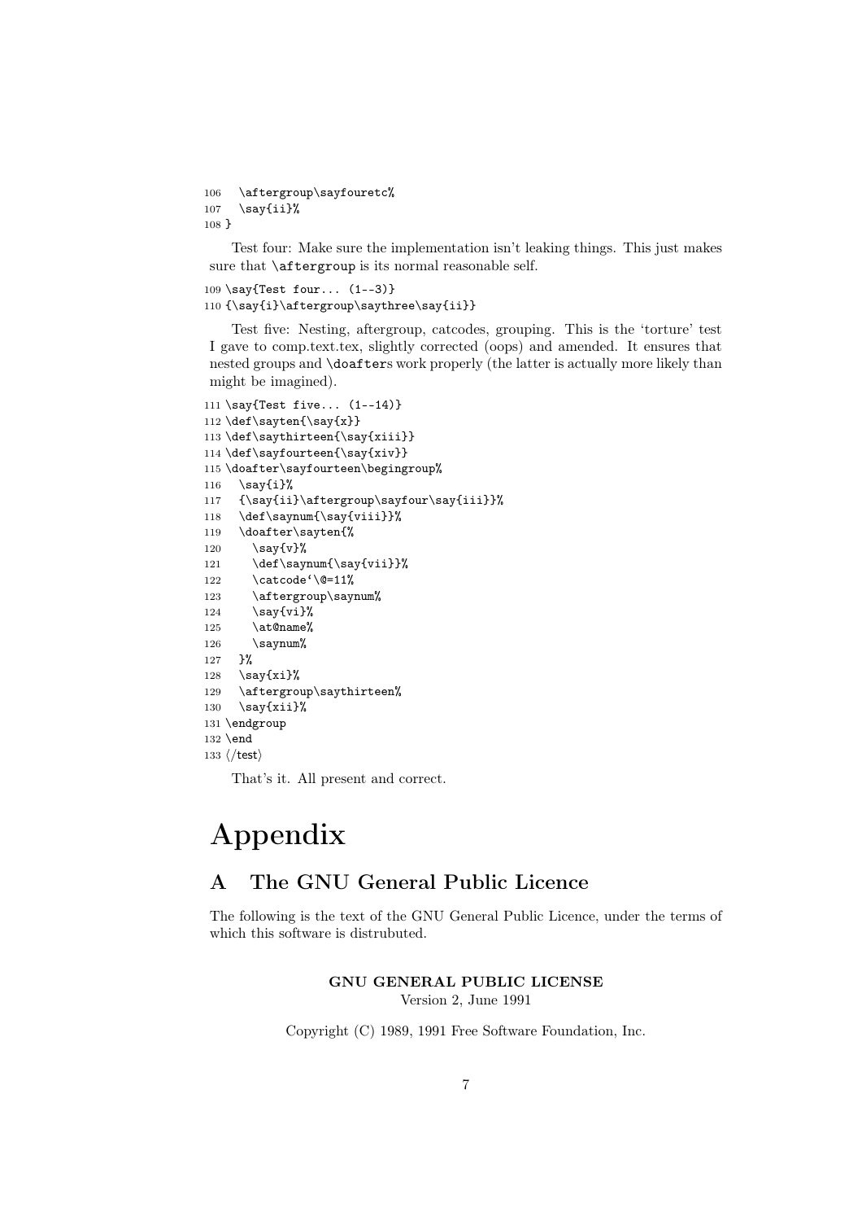```
106   \aftergroup\sayfouretc%
107   \say{ii}%
108 }
```

Test four: Make sure the implementation isn't leaking things. This just makes sure that `\aftergroup` is its normal reasonable self.

```
109 \say{Test four... (1--3)}
110 {\say{i}\aftergroup\saythree\say{ii}}
```

Test five: Nesting, aftergroup, catcodes, grouping. This is the 'torture' test I gave to comp.text.tex, slightly corrected (oops) and amended. It ensures that nested groups and `\doafter`s work properly (the latter is actually more likely than might be imagined).

```
111 \say{Test five... (1--14)}
112 \def\sayten{\say{x}}
113 \def\saythirteen{\say{xiii}}
114 \def\sayfourteen{\say{xiv}}
115 \doafter\sayfourteen\begingroup%
116   \say{i}%
117   {\say{ii}\aftergroup\sayfour\say{iii}}%
118   \def\saynum{\say{viii}}%
119   \doafter\sayten{%
120     \say{v}%
121     \def\saynum{\say{vii}}%
122     \catcode`\@=11%
123     \aftergroup\saynum%
124     \say{vi}%
125     \at@name%
126     \saynum%
127   }%
128   \say{xi}%
129   \aftergroup\saythirteen%
130   \say{xii}%
131 \endgroup
132 \end
133 ⟨/test⟩
```

That's it. All present and correct.

# Appendix

## A The GNU General Public Licence

The following is the text of the GNU General Public Licence, under the terms of which this software is distrubuted.

**GNU GENERAL PUBLIC LICENSE**
Version 2, June 1991

Copyright (C) 1989, 1991 Free Software Foundation, Inc.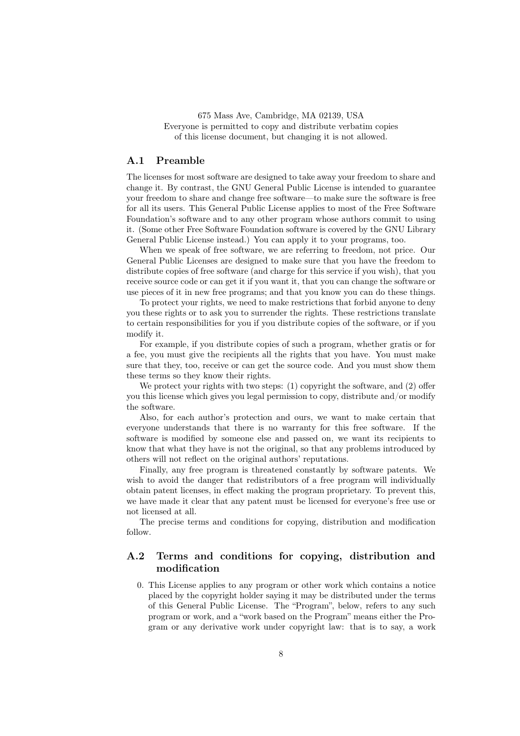675 Mass Ave, Cambridge, MA 02139, USA
Everyone is permitted to copy and distribute verbatim copies
of this license document, but changing it is not allowed.

## A.1 Preamble

The licenses for most software are designed to take away your freedom to share and change it. By contrast, the GNU General Public License is intended to guarantee your freedom to share and change free software—to make sure the software is free for all its users. This General Public License applies to most of the Free Software Foundation's software and to any other program whose authors commit to using it. (Some other Free Software Foundation software is covered by the GNU Library General Public License instead.) You can apply it to your programs, too.

When we speak of free software, we are referring to freedom, not price. Our General Public Licenses are designed to make sure that you have the freedom to distribute copies of free software (and charge for this service if you wish), that you receive source code or can get it if you want it, that you can change the software or use pieces of it in new free programs; and that you know you can do these things.

To protect your rights, we need to make restrictions that forbid anyone to deny you these rights or to ask you to surrender the rights. These restrictions translate to certain responsibilities for you if you distribute copies of the software, or if you modify it.

For example, if you distribute copies of such a program, whether gratis or for a fee, you must give the recipients all the rights that you have. You must make sure that they, too, receive or can get the source code. And you must show them these terms so they know their rights.

We protect your rights with two steps: (1) copyright the software, and (2) offer you this license which gives you legal permission to copy, distribute and/or modify the software.

Also, for each author's protection and ours, we want to make certain that everyone understands that there is no warranty for this free software. If the software is modified by someone else and passed on, we want its recipients to know that what they have is not the original, so that any problems introduced by others will not reflect on the original authors' reputations.

Finally, any free program is threatened constantly by software patents. We wish to avoid the danger that redistributors of a free program will individually obtain patent licenses, in effect making the program proprietary. To prevent this, we have made it clear that any patent must be licensed for everyone's free use or not licensed at all.

The precise terms and conditions for copying, distribution and modification follow.

## A.2 Terms and conditions for copying, distribution and modification

0. This License applies to any program or other work which contains a notice placed by the copyright holder saying it may be distributed under the terms of this General Public License. The "Program", below, refers to any such program or work, and a "work based on the Program" means either the Program or any derivative work under copyright law: that is to say, a work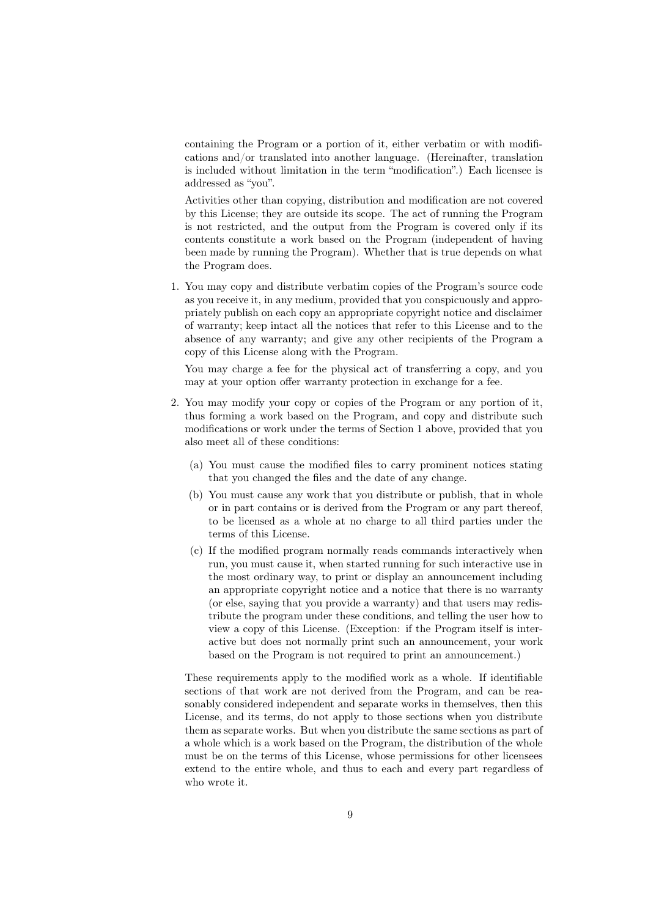containing the Program or a portion of it, either verbatim or with modifications and/or translated into another language. (Hereinafter, translation is included without limitation in the term "modification".) Each licensee is addressed as "you".

Activities other than copying, distribution and modification are not covered by this License; they are outside its scope. The act of running the Program is not restricted, and the output from the Program is covered only if its contents constitute a work based on the Program (independent of having been made by running the Program). Whether that is true depends on what the Program does.

1. You may copy and distribute verbatim copies of the Program's source code as you receive it, in any medium, provided that you conspicuously and appropriately publish on each copy an appropriate copyright notice and disclaimer of warranty; keep intact all the notices that refer to this License and to the absence of any warranty; and give any other recipients of the Program a copy of this License along with the Program.

   You may charge a fee for the physical act of transferring a copy, and you may at your option offer warranty protection in exchange for a fee.

2. You may modify your copy or copies of the Program or any portion of it, thus forming a work based on the Program, and copy and distribute such modifications or work under the terms of Section 1 above, provided that you also meet all of these conditions:

   (a) You must cause the modified files to carry prominent notices stating that you changed the files and the date of any change.

   (b) You must cause any work that you distribute or publish, that in whole or in part contains or is derived from the Program or any part thereof, to be licensed as a whole at no charge to all third parties under the terms of this License.

   (c) If the modified program normally reads commands interactively when run, you must cause it, when started running for such interactive use in the most ordinary way, to print or display an announcement including an appropriate copyright notice and a notice that there is no warranty (or else, saying that you provide a warranty) and that users may redistribute the program under these conditions, and telling the user how to view a copy of this License. (Exception: if the Program itself is interactive but does not normally print such an announcement, your work based on the Program is not required to print an announcement.)

   These requirements apply to the modified work as a whole. If identifiable sections of that work are not derived from the Program, and can be reasonably considered independent and separate works in themselves, then this License, and its terms, do not apply to those sections when you distribute them as separate works. But when you distribute the same sections as part of a whole which is a work based on the Program, the distribution of the whole must be on the terms of this License, whose permissions for other licensees extend to the entire whole, and thus to each and every part regardless of who wrote it.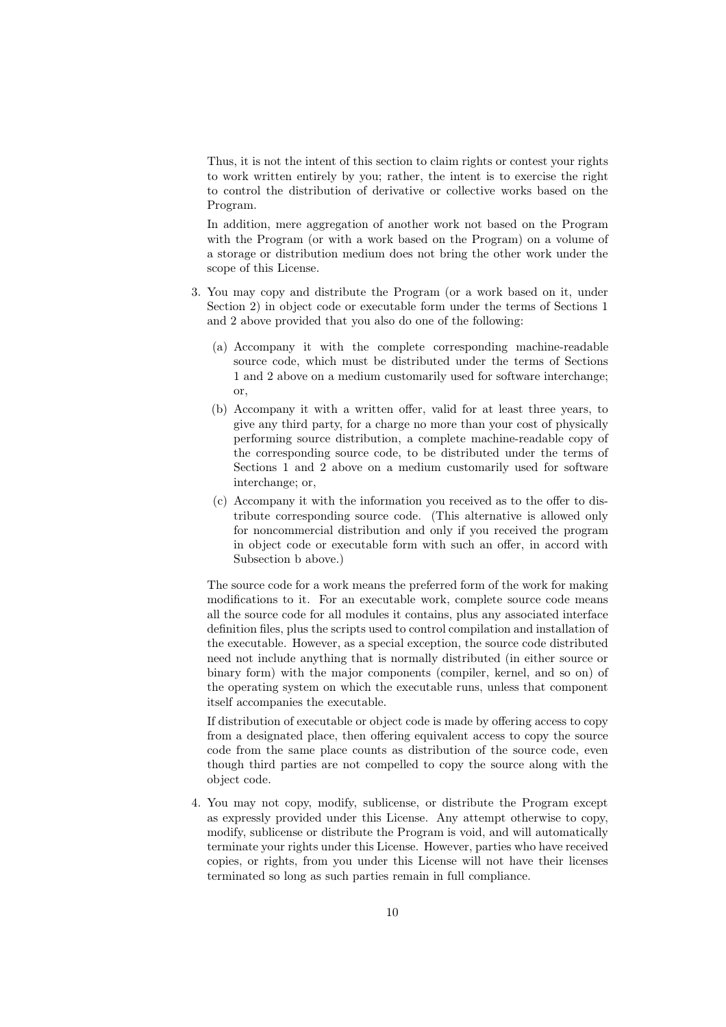Thus, it is not the intent of this section to claim rights or contest your rights to work written entirely by you; rather, the intent is to exercise the right to control the distribution of derivative or collective works based on the Program.

In addition, mere aggregation of another work not based on the Program with the Program (or with a work based on the Program) on a volume of a storage or distribution medium does not bring the other work under the scope of this License.

3. You may copy and distribute the Program (or a work based on it, under Section 2) in object code or executable form under the terms of Sections 1 and 2 above provided that you also do one of the following:

   (a) Accompany it with the complete corresponding machine-readable source code, which must be distributed under the terms of Sections 1 and 2 above on a medium customarily used for software interchange; or,

   (b) Accompany it with a written offer, valid for at least three years, to give any third party, for a charge no more than your cost of physically performing source distribution, a complete machine-readable copy of the corresponding source code, to be distributed under the terms of Sections 1 and 2 above on a medium customarily used for software interchange; or,

   (c) Accompany it with the information you received as to the offer to distribute corresponding source code. (This alternative is allowed only for noncommercial distribution and only if you received the program in object code or executable form with such an offer, in accord with Subsection b above.)

   The source code for a work means the preferred form of the work for making modifications to it. For an executable work, complete source code means all the source code for all modules it contains, plus any associated interface definition files, plus the scripts used to control compilation and installation of the executable. However, as a special exception, the source code distributed need not include anything that is normally distributed (in either source or binary form) with the major components (compiler, kernel, and so on) of the operating system on which the executable runs, unless that component itself accompanies the executable.

   If distribution of executable or object code is made by offering access to copy from a designated place, then offering equivalent access to copy the source code from the same place counts as distribution of the source code, even though third parties are not compelled to copy the source along with the object code.

4. You may not copy, modify, sublicense, or distribute the Program except as expressly provided under this License. Any attempt otherwise to copy, modify, sublicense or distribute the Program is void, and will automatically terminate your rights under this License. However, parties who have received copies, or rights, from you under this License will not have their licenses terminated so long as such parties remain in full compliance.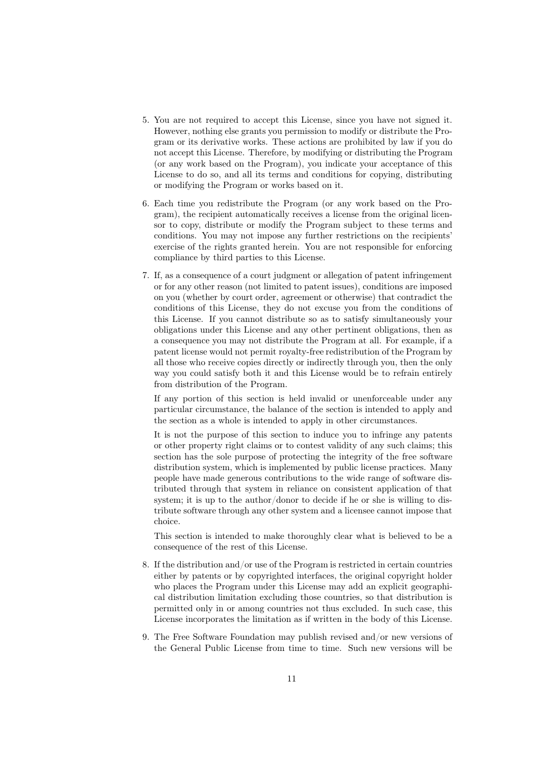5. You are not required to accept this License, since you have not signed it. However, nothing else grants you permission to modify or distribute the Program or its derivative works. These actions are prohibited by law if you do not accept this License. Therefore, by modifying or distributing the Program (or any work based on the Program), you indicate your acceptance of this License to do so, and all its terms and conditions for copying, distributing or modifying the Program or works based on it.

6. Each time you redistribute the Program (or any work based on the Program), the recipient automatically receives a license from the original licensor to copy, distribute or modify the Program subject to these terms and conditions. You may not impose any further restrictions on the recipients' exercise of the rights granted herein. You are not responsible for enforcing compliance by third parties to this License.

7. If, as a consequence of a court judgment or allegation of patent infringement or for any other reason (not limited to patent issues), conditions are imposed on you (whether by court order, agreement or otherwise) that contradict the conditions of this License, they do not excuse you from the conditions of this License. If you cannot distribute so as to satisfy simultaneously your obligations under this License and any other pertinent obligations, then as a consequence you may not distribute the Program at all. For example, if a patent license would not permit royalty-free redistribution of the Program by all those who receive copies directly or indirectly through you, then the only way you could satisfy both it and this License would be to refrain entirely from distribution of the Program.

   If any portion of this section is held invalid or unenforceable under any particular circumstance, the balance of the section is intended to apply and the section as a whole is intended to apply in other circumstances.

   It is not the purpose of this section to induce you to infringe any patents or other property right claims or to contest validity of any such claims; this section has the sole purpose of protecting the integrity of the free software distribution system, which is implemented by public license practices. Many people have made generous contributions to the wide range of software distributed through that system in reliance on consistent application of that system; it is up to the author/donor to decide if he or she is willing to distribute software through any other system and a licensee cannot impose that choice.

   This section is intended to make thoroughly clear what is believed to be a consequence of the rest of this License.

8. If the distribution and/or use of the Program is restricted in certain countries either by patents or by copyrighted interfaces, the original copyright holder who places the Program under this License may add an explicit geographical distribution limitation excluding those countries, so that distribution is permitted only in or among countries not thus excluded. In such case, this License incorporates the limitation as if written in the body of this License.

9. The Free Software Foundation may publish revised and/or new versions of the General Public License from time to time. Such new versions will be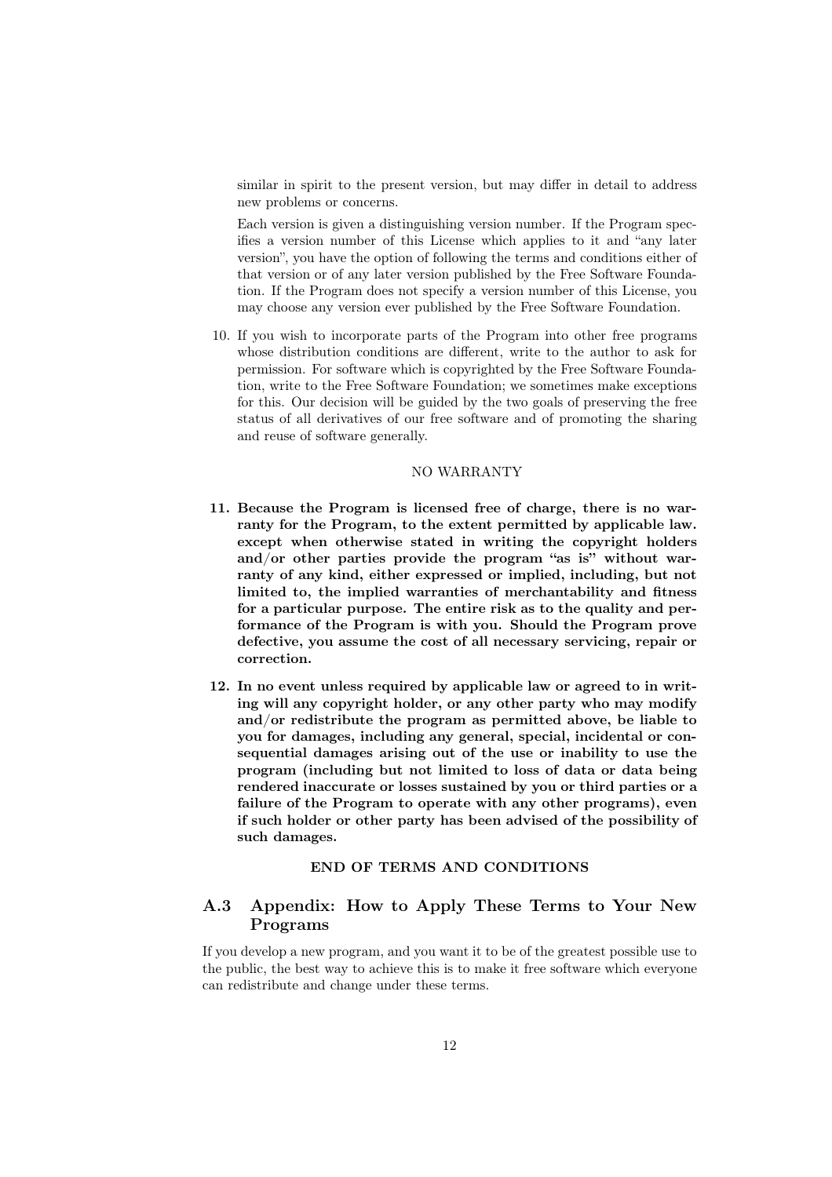similar in spirit to the present version, but may differ in detail to address new problems or concerns.

Each version is given a distinguishing version number. If the Program specifies a version number of this License which applies to it and "any later version", you have the option of following the terms and conditions either of that version or of any later version published by the Free Software Foundation. If the Program does not specify a version number of this License, you may choose any version ever published by the Free Software Foundation.

10. If you wish to incorporate parts of the Program into other free programs whose distribution conditions are different, write to the author to ask for permission. For software which is copyrighted by the Free Software Foundation, write to the Free Software Foundation; we sometimes make exceptions for this. Our decision will be guided by the two goals of preserving the free status of all derivatives of our free software and of promoting the sharing and reuse of software generally.

NO WARRANTY

11. **Because the Program is licensed free of charge, there is no warranty for the Program, to the extent permitted by applicable law. except when otherwise stated in writing the copyright holders and/or other parties provide the program "as is" without warranty of any kind, either expressed or implied, including, but not limited to, the implied warranties of merchantability and fitness for a particular purpose. The entire risk as to the quality and performance of the Program is with you. Should the Program prove defective, you assume the cost of all necessary servicing, repair or correction.**

12. **In no event unless required by applicable law or agreed to in writing will any copyright holder, or any other party who may modify and/or redistribute the program as permitted above, be liable to you for damages, including any general, special, incidental or consequential damages arising out of the use or inability to use the program (including but not limited to loss of data or data being rendered inaccurate or losses sustained by you or third parties or a failure of the Program to operate with any other programs), even if such holder or other party has been advised of the possibility of such damages.**

**END OF TERMS AND CONDITIONS**

## A.3 Appendix: How to Apply These Terms to Your New Programs

If you develop a new program, and you want it to be of the greatest possible use to the public, the best way to achieve this is to make it free software which everyone can redistribute and change under these terms.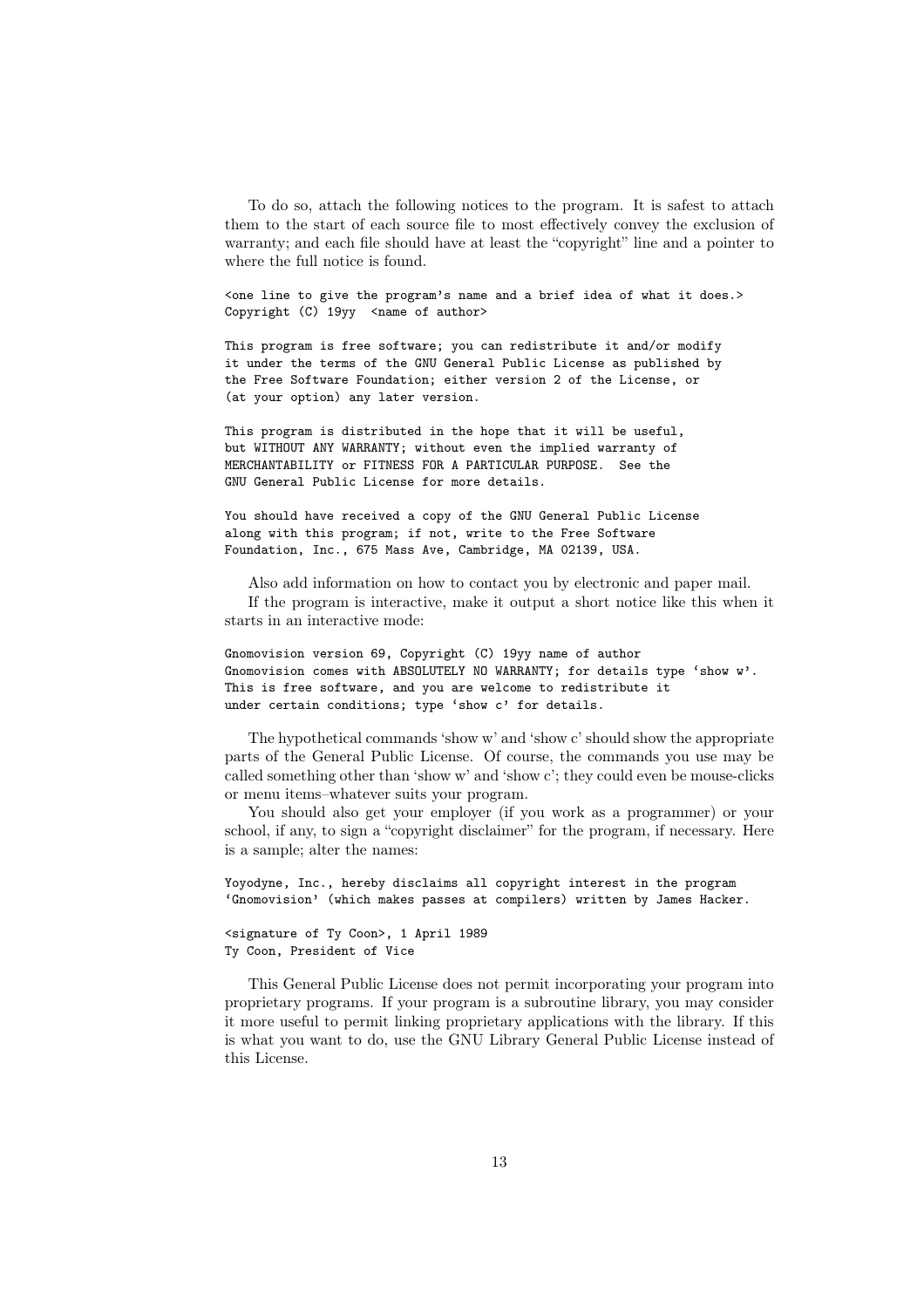To do so, attach the following notices to the program. It is safest to attach them to the start of each source file to most effectively convey the exclusion of warranty; and each file should have at least the "copyright" line and a pointer to where the full notice is found.

```
<one line to give the program's name and a brief idea of what it does.>
Copyright (C) 19yy  <name of author>

This program is free software; you can redistribute it and/or modify
it under the terms of the GNU General Public License as published by
the Free Software Foundation; either version 2 of the License, or
(at your option) any later version.

This program is distributed in the hope that it will be useful,
but WITHOUT ANY WARRANTY; without even the implied warranty of
MERCHANTABILITY or FITNESS FOR A PARTICULAR PURPOSE.  See the
GNU General Public License for more details.

You should have received a copy of the GNU General Public License
along with this program; if not, write to the Free Software
Foundation, Inc., 675 Mass Ave, Cambridge, MA 02139, USA.
```

Also add information on how to contact you by electronic and paper mail.

If the program is interactive, make it output a short notice like this when it starts in an interactive mode:

```
Gnomovision version 69, Copyright (C) 19yy name of author
Gnomovision comes with ABSOLUTELY NO WARRANTY; for details type 'show w'.
This is free software, and you are welcome to redistribute it
under certain conditions; type 'show c' for details.
```

The hypothetical commands 'show w' and 'show c' should show the appropriate parts of the General Public License. Of course, the commands you use may be called something other than 'show w' and 'show c'; they could even be mouse-clicks or menu items–whatever suits your program.

You should also get your employer (if you work as a programmer) or your school, if any, to sign a "copyright disclaimer" for the program, if necessary. Here is a sample; alter the names:

```
Yoyodyne, Inc., hereby disclaims all copyright interest in the program
'Gnomovision' (which makes passes at compilers) written by James Hacker.

<signature of Ty Coon>, 1 April 1989
Ty Coon, President of Vice
```

This General Public License does not permit incorporating your program into proprietary programs. If your program is a subroutine library, you may consider it more useful to permit linking proprietary applications with the library. If this is what you want to do, use the GNU Library General Public License instead of this License.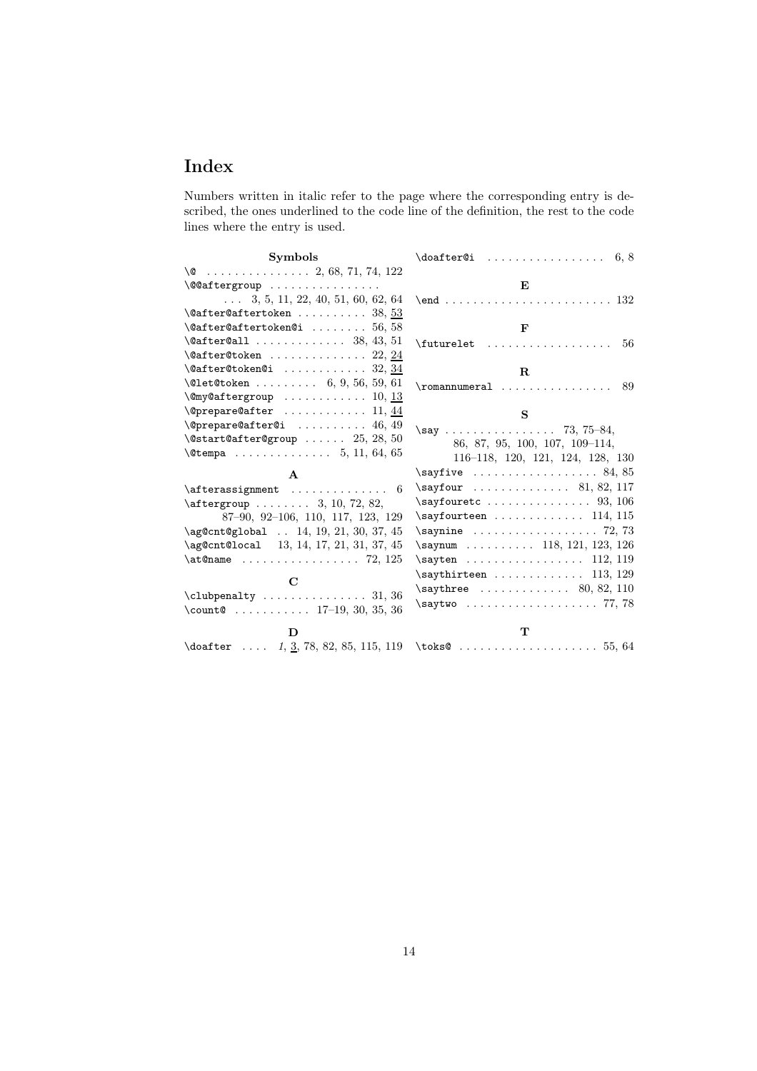# Index

Numbers written in italic refer to the page where the corresponding entry is described, the ones underlined to the code line of the definition, the rest to the code lines where the entry is used.

**Symbols**

`\@` . . . . . . . . . . . . . . . 2, 68, 71, 74, 122
`\@@aftergroup` . . . . . . . . . . . . . . . . 3, 5, 11, 22, 40, 51, 60, 62, 64
`\@after@aftertoken` . . . . . . . . . . 38, 53
`\@after@aftertoken@i` . . . . . . . . 56, 58
`\@after@all` . . . . . . . . . . . . . 38, 43, 51
`\@after@token` . . . . . . . . . . . . . . 22, 24
`\@after@token@i` . . . . . . . . . . . . 32, 34
`\@let@token` . . . . . . . . . 6, 9, 56, 59, 61
`\@my@aftergroup` . . . . . . . . . . . . 10, 13
`\@prepare@after` . . . . . . . . . . . . 11, 44
`\@prepare@after@i` . . . . . . . . . . 46, 49
`\@start@after@group` . . . . . . 25, 28, 50
`\@tempa` . . . . . . . . . . . . . . 5, 11, 64, 65

**A**

`\afterassignment` . . . . . . . . . . . . . . 6
`\aftergroup` . . . . . . . . 3, 10, 72, 82, 87–90, 92–106, 110, 117, 123, 129
`\ag@cnt@global` . . 14, 19, 21, 30, 37, 45
`\ag@cnt@local` 13, 14, 17, 21, 31, 37, 45
`\at@name` . . . . . . . . . . . . . . . . . 72, 125

**C**

`\clubpenalty` . . . . . . . . . . . . . . . 31, 36
`\count@` . . . . . . . . . . . 17–19, 30, 35, 36

**D**

`\doafter` . . . . *1*, 3, 78, 82, 85, 115, 119
`\doafter@i` . . . . . . . . . . . . . . . . . 6, 8

**E**

`\end` . . . . . . . . . . . . . . . . . . . . . . . . 132

**F**

`\futurelet` . . . . . . . . . . . . . . . . . . 56

**R**

`\romannumeral` . . . . . . . . . . . . . . . . 89

**S**

`\say` . . . . . . . . . . . . . . . . 73, 75–84, 86, 87, 95, 100, 107, 109–114, 116–118, 120, 121, 124, 128, 130
`\sayfive` . . . . . . . . . . . . . . . . . . 84, 85
`\sayfour` . . . . . . . . . . . . . . 81, 82, 117
`\sayfouretc` . . . . . . . . . . . . . . . 93, 106
`\sayfourteen` . . . . . . . . . . . . . 114, 115
`\saynine` . . . . . . . . . . . . . . . . . . 72, 73
`\saynum` . . . . . . . . . . 118, 121, 123, 126
`\sayten` . . . . . . . . . . . . . . . . . 112, 119
`\saythirteen` . . . . . . . . . . . . . 113, 129
`\saythree` . . . . . . . . . . . . . 80, 82, 110
`\saytwo` . . . . . . . . . . . . . . . . . . . 77, 78

**T**

`\toks@` . . . . . . . . . . . . . . . . . . . . 55, 64